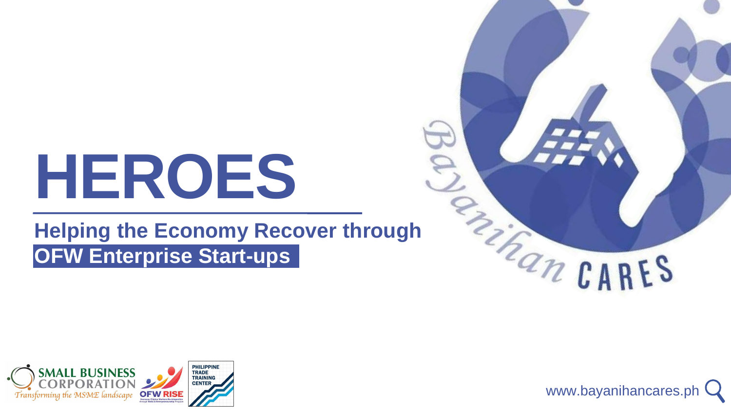# HEROES

## Helping the Economy Recover through OFW Enterprise Start-ups

Bayanihan CARES

SMALL BUSINESS CORPORATION
*Transforming the MSME landscape*

OFW RISE

PHILIPPINE TRADE TRAINING CENTER

www.bayanihancares.ph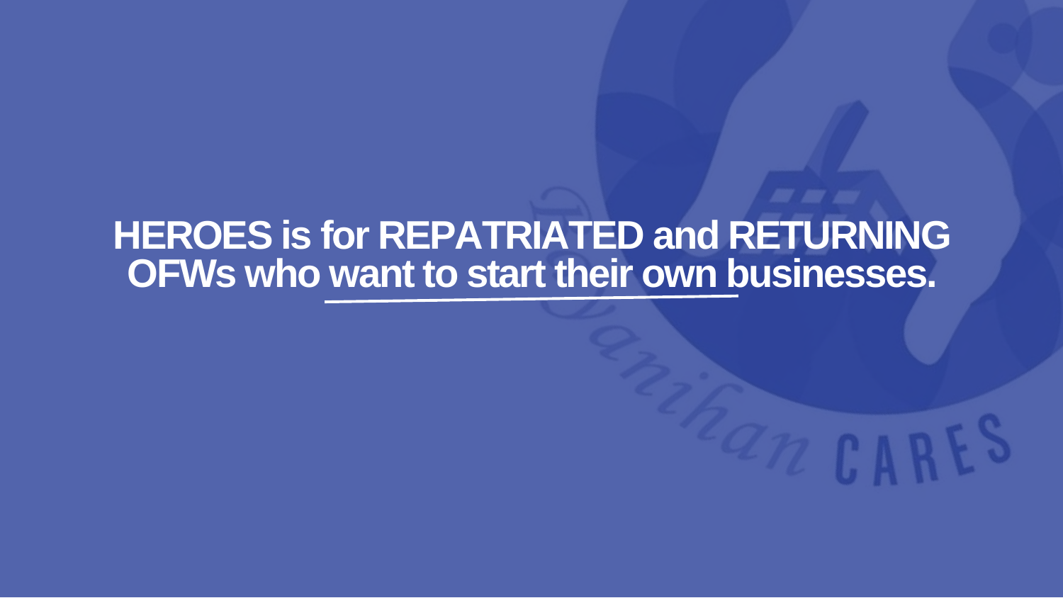**HEROES is for REPATRIATED and RETURNING OFWs who want to start their own businesses.**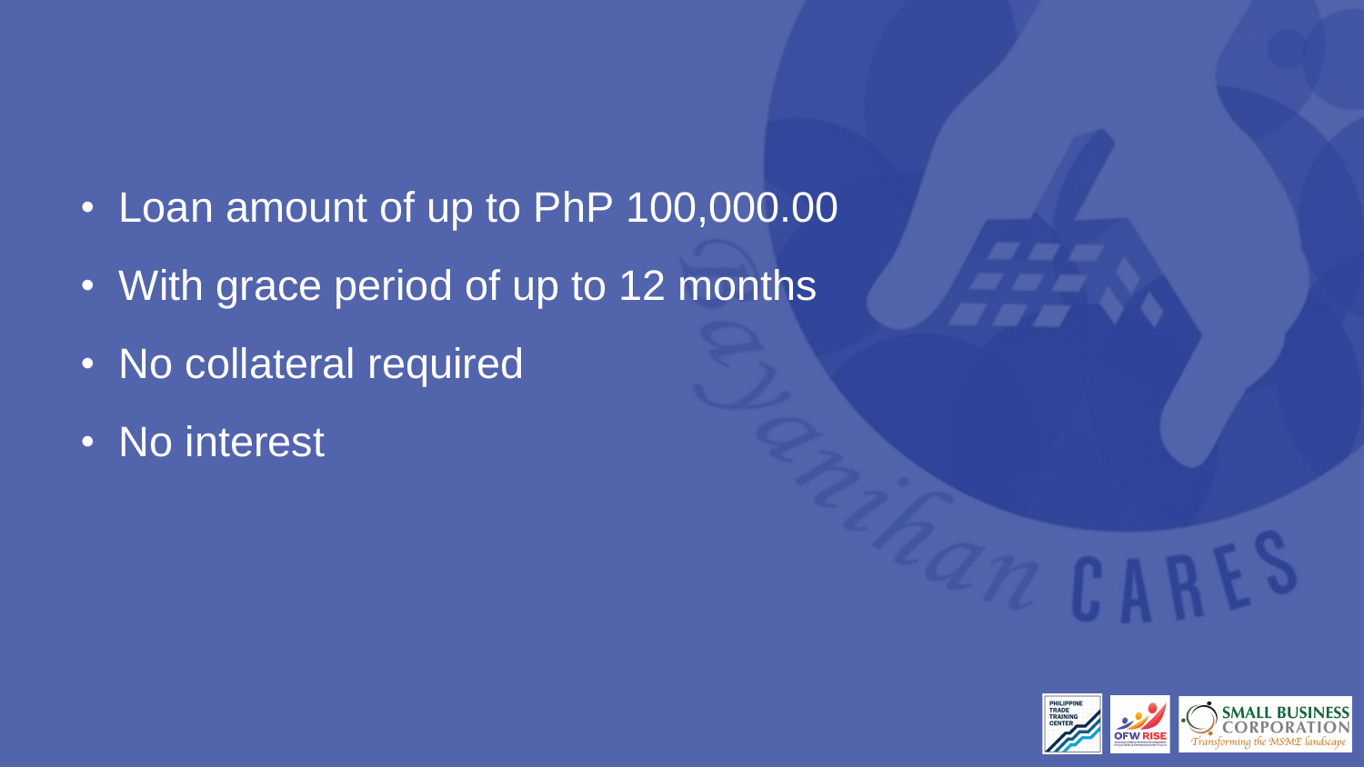- Loan amount of up to PhP 100,000.00
- With grace period of up to 12 months
- No collateral required
- No interest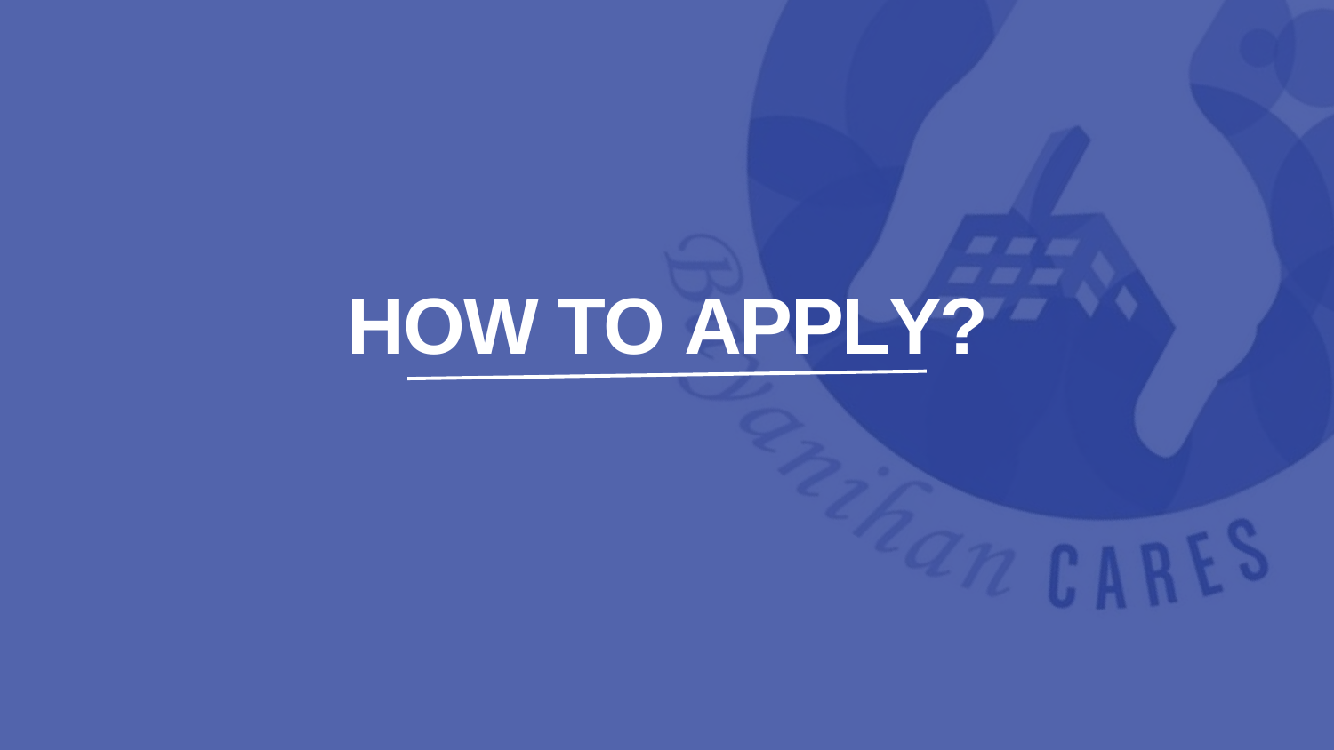# HOW TO APPLY?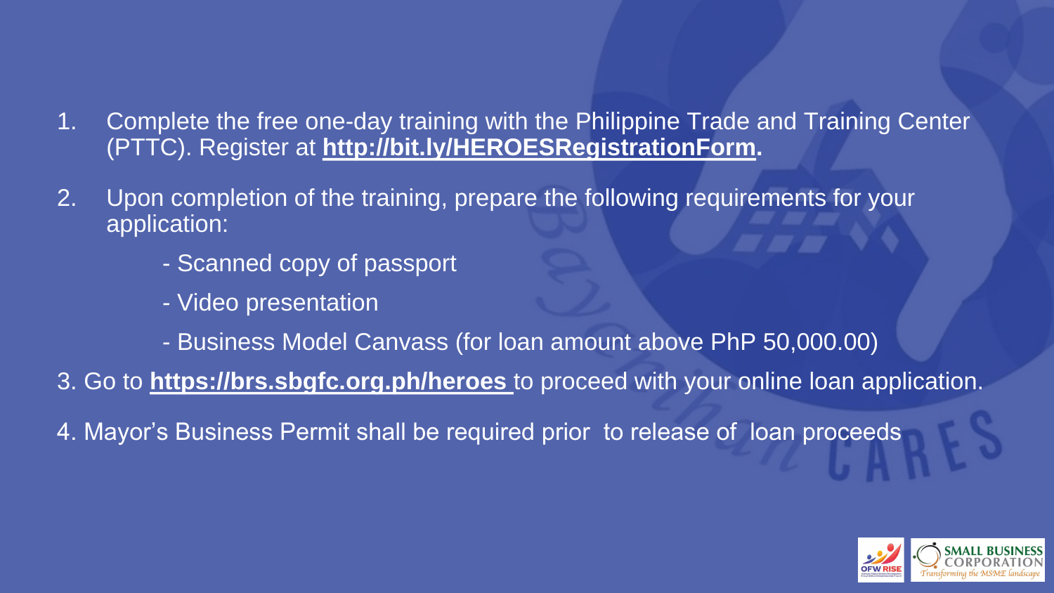1. Complete the free one-day training with the Philippine Trade and Training Center (PTTC). Register at **http://bit.ly/HEROESRegistrationForm.**

2. Upon completion of the training, prepare the following requirements for your application:

   - Scanned copy of passport
   - Video presentation
   - Business Model Canvass (for loan amount above PhP 50,000.00)

3. Go to **https://brs.sbgfc.org.ph/heroes** to proceed with your online loan application.

4. Mayor's Business Permit shall be required prior to release of loan proceeds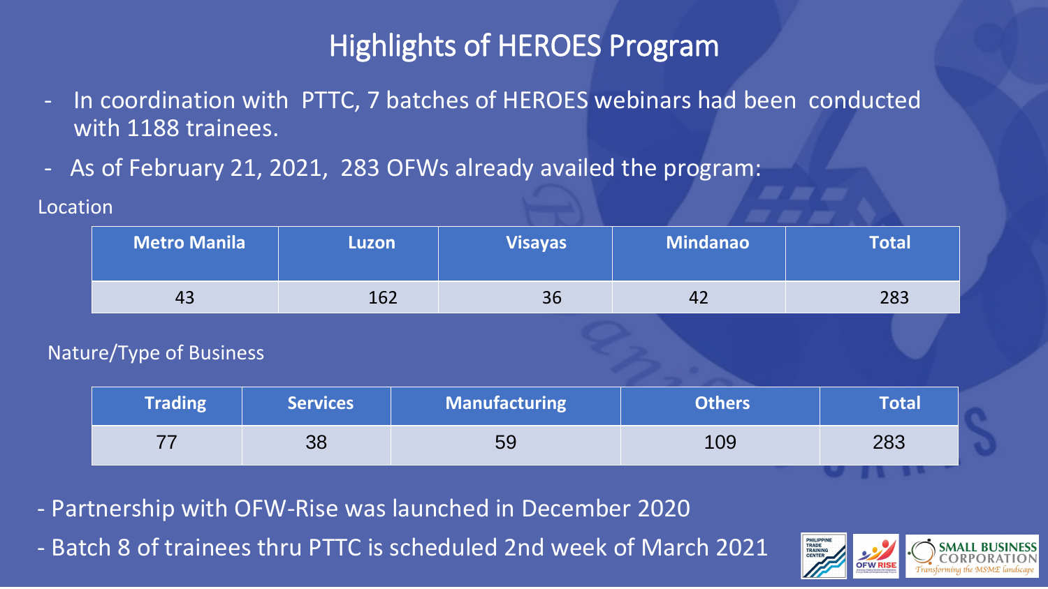# Highlights of HEROES Program

- In coordination with PTTC, 7 batches of HEROES webinars had been conducted with 1188 trainees.
- As of February 21, 2021, 283 OFWs already availed the program:

Location

| Metro Manila | Luzon | Visayas | Mindanao | Total |
|---|---|---|---|---|
| 43 | 162 | 36 | 42 | 283 |

Nature/Type of Business

| Trading | Services | Manufacturing | Others | Total |
|---|---|---|---|---|
| 77 | 38 | 59 | 109 | 283 |

- Partnership with OFW-Rise was launched in December 2020
- Batch 8 of trainees thru PTTC is scheduled 2nd week of March 2021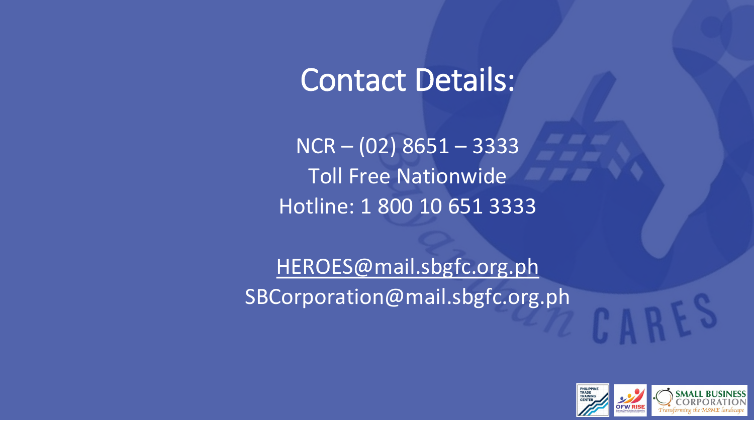# Contact Details:

NCR – (02) 8651 – 3333
Toll Free Nationwide
Hotline: 1 800 10 651 3333

HEROES@mail.sbgfc.org.ph
SBCorporation@mail.sbgfc.org.ph